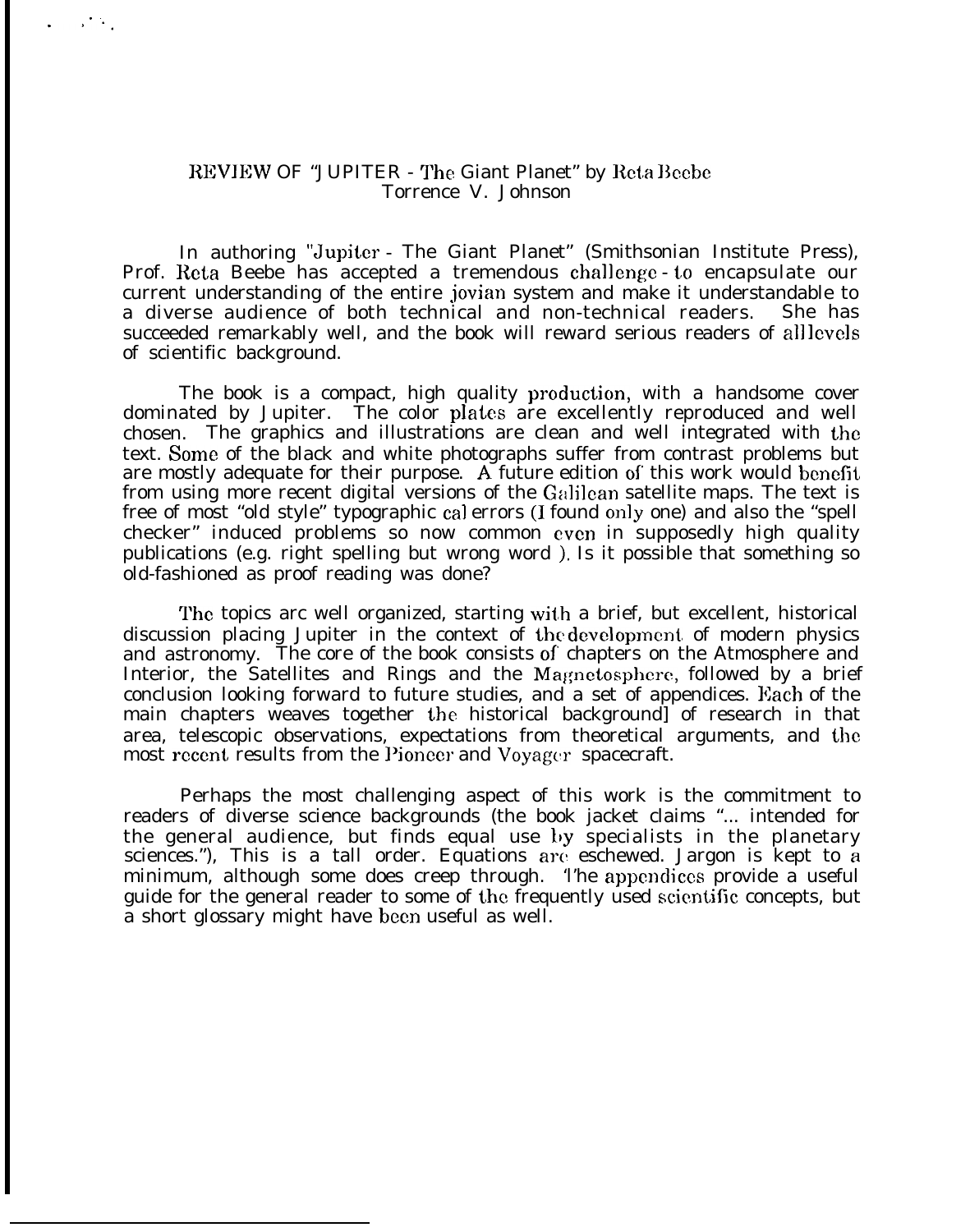# REVIEW OF "JUPITER - The Giant Planet" by Reta Beebe

Torrence V. Johnson

In authoring "Jupiter - The Giant Planet" (Smithsonian Institute Press), Prof. Reta Beebe has accepted a tremendous challenge - to encapsulate our current understanding of the entire jovian system and make it understandable to a diverse audience of both technical and non-technical readers. She has succeeded remarkably well, and the book will reward serious readers of all levels of scientific background.

The book is a compact, high quality production, with a handsome cover dominated by Jupiter. The color plates are excellently reproduced and well chosen. The graphics and illustrations are clean and well integrated with the text. Some of the black and white photographs suffer from contrast problems but are mostly adequate for their purpose. A future edition of this work would benefit from using more recent digital versions of the Galilean satellite maps. The text is free of most "old style" typographic cal errors (I found only one) and also the "spell checker" induced problems so now common even in supposedly high quality publications (e.g. right spelling but wrong word ). Is it possible that something so old-fashioned as proof reading was done?

The topics are well organized, starting with a brief, but excellent, historical discussion placing Jupiter in the context of the development of modern physics and astronomy. The core of the book consists of chapters on the Atmosphere and Interior, the Satellites and Rings and the Magnetosphere, followed by a brief conclusion looking forward to future studies, and a set of appendices. Each of the main chapters weaves together the historical background] of research in that area, telescopic observations, expectations from theoretical arguments, and the most recent results from the Pioneer and Voyager spacecraft.

Perhaps the most challenging aspect of this work is the commitment to readers of diverse science backgrounds (the book jacket claims "... intended for the general audience, but finds equal use by specialists in the planetary sciences."), This is a tall order. Equations are eschewed. Jargon is kept to a minimum, although some does creep through. The appendices provide a useful guide for the general reader to some of the frequently used scientific concepts, but a short glossary might have been useful as well.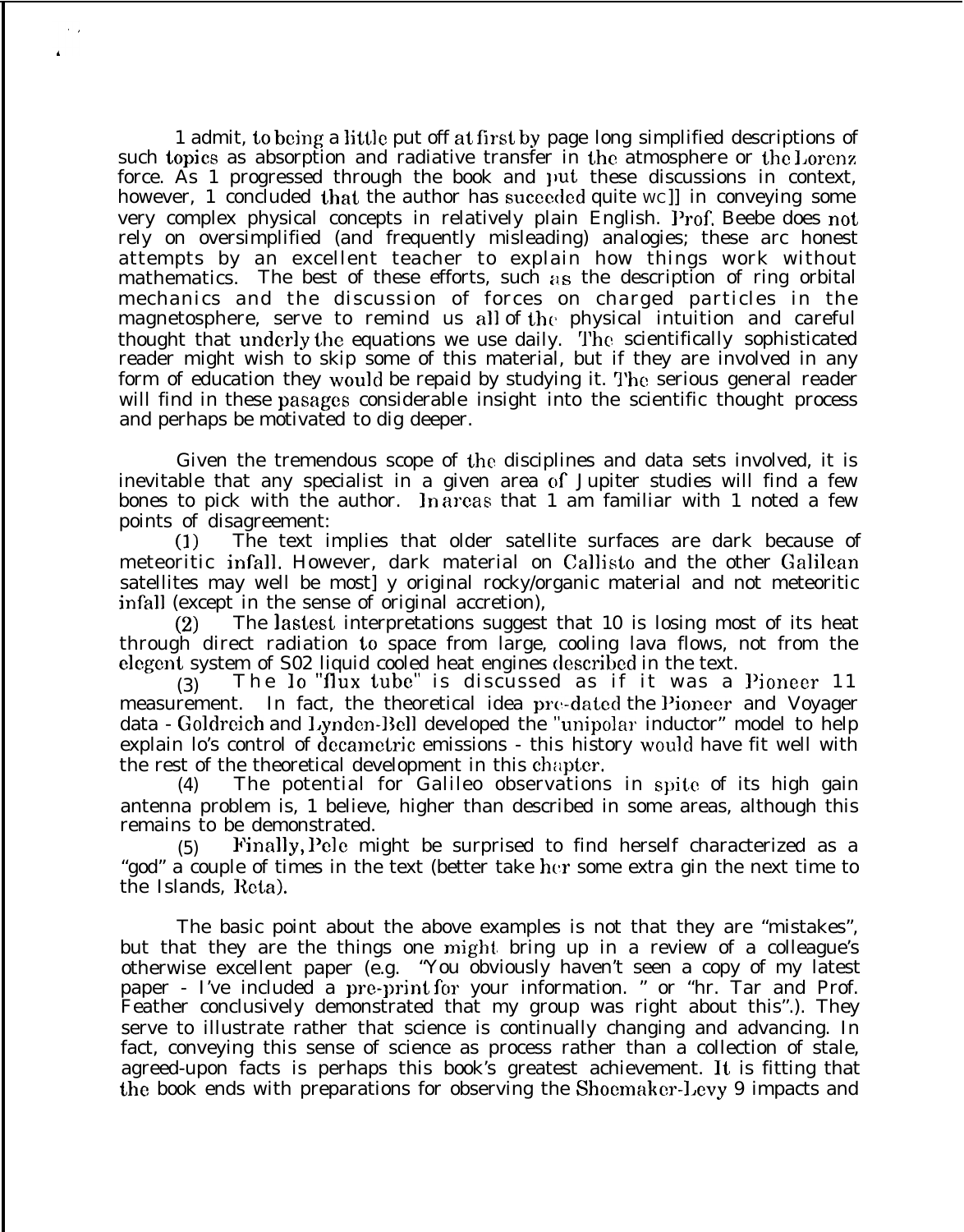1 admit, to being a little put off at first by page long simplified descriptions of such topics as absorption and radiative transfer in the atmosphere or the Lorenz force. As 1 progressed through the book and put these discussions in context, however, 1 concluded that the author has succeeded quite well in conveying some very complex physical concepts in relatively plain English. Prof. Beebe does not rely on oversimplified (and frequently misleading) analogies; these are honest attempts by an excellent teacher to explain how things work without mathematics. The best of these efforts, such as the description of ring orbital mechanics and the discussion of forces on charged particles in the magnetosphere, serve to remind us all of the physical intuition and careful thought that underly the equations we use daily. The scientifically sophisticated reader might wish to skip some of this material, but if they are involved in any form of education they would be repaid by studying it. The serious general reader will find in these pasages considerable insight into the scientific thought process and perhaps be motivated to dig deeper.

Given the tremendous scope of the disciplines and data sets involved, it is inevitable that any specialist in a given area of Jupiter studies will find a few bones to pick with the author. In areas that 1 am familiar with 1 noted a few points of disagreement:

(1) The text implies that older satellite surfaces are dark because of meteoritic infall. However, dark material on Callisto and the other Galilean satellites may well be mostly original rocky/organic material and not meteoritic infall (except in the sense of original accretion),

(2) The lastest interpretations suggest that 10 is losing most of its heat through direct radiation to space from large, cooling lava flows, not from the elegent system of S02 liquid cooled heat engines described in the text.

(3) The Io "flux tube" is discussed as if it was a Pioneer 11 measurement. In fact, the theoretical idea pre-dated the Pioneer and Voyager data - Goldreich and Lynden-Bell developed the "unipolar inductor" model to help explain lo's control of decametric emissions - this history would have fit well with the rest of the theoretical development in this chapter.

(4) The potential for Galileo observations in spite of its high gain antenna problem is, 1 believe, higher than described in some areas, although this remains to be demonstrated.

(5) Finally, Pele might be surprised to find herself characterized as a "god" a couple of times in the text (better take her some extra gin the next time to the Islands, Reta).

The basic point about the above examples is not that they are "mistakes", but that they are the things one might bring up in a review of a colleague's otherwise excellent paper (e.g. "You obviously haven't seen a copy of my latest paper - I've included a pre-print for your information. " or "hr. Tar and Prof. Feather conclusively demonstrated that my group was right about this".). They serve to illustrate rather that science is continually changing and advancing. In fact, conveying this sense of science as process rather than a collection of stale, agreed-upon facts is perhaps this book's greatest achievement. It is fitting that the book ends with preparations for observing the Shoemaker-Levy 9 impacts and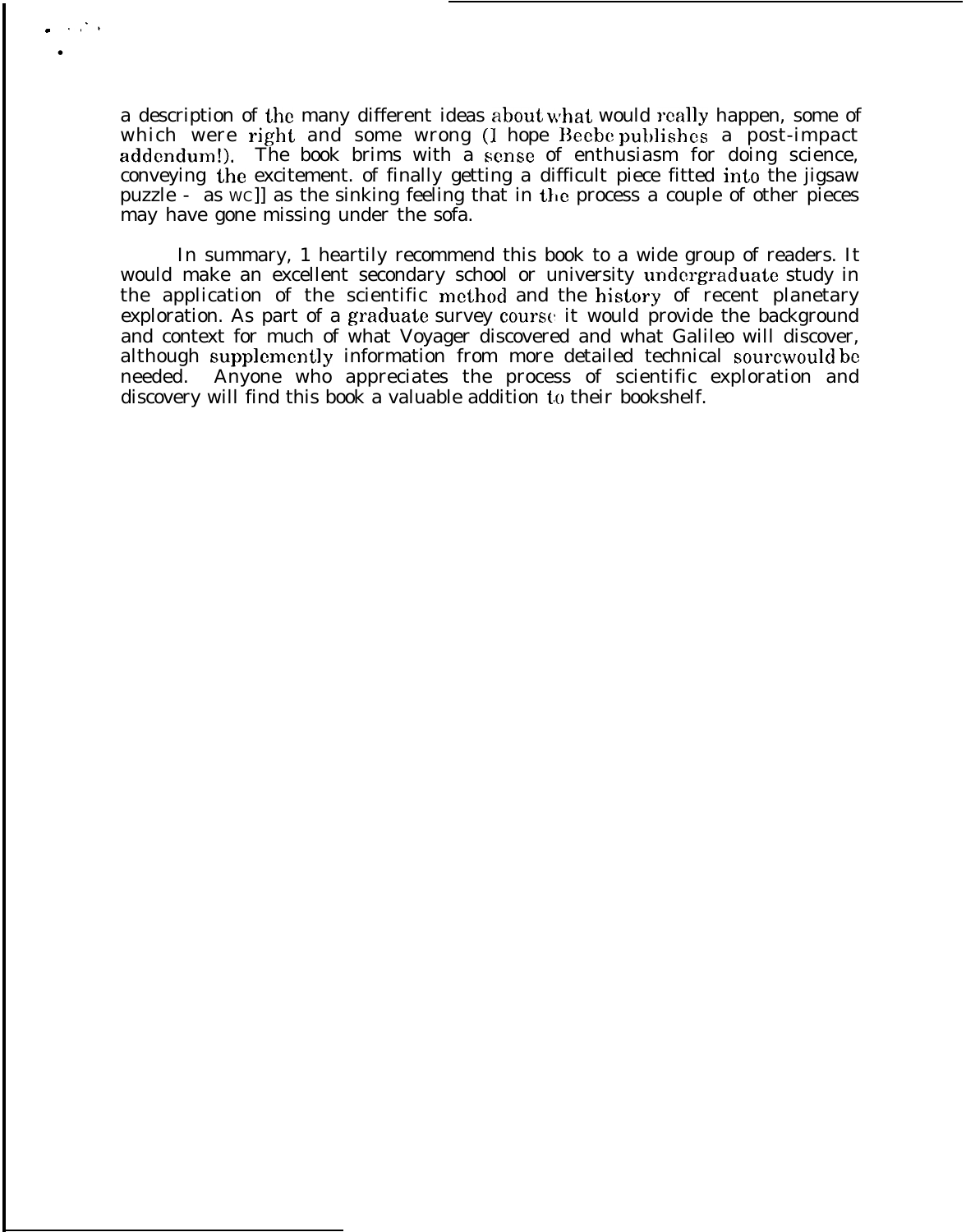a description of the many different ideas about what would really happen, some of which were right and some wrong (I hope Beebe publishes a post-impact addendum!). The book brims with a sense of enthusiasm for doing science, conveying the excitement. of finally getting a difficult piece fitted into the jigsaw puzzle - as well as the sinking feeling that in the process a couple of other pieces may have gone missing under the sofa.

In summary, 1 heartily recommend this book to a wide group of readers. It would make an excellent secondary school or university undergraduate study in the application of the scientific method and the history of recent planetary exploration. As part of a graduate survey course it would provide the background and context for much of what Voyager discovered and what Galileo will discover, although supplemently information from more detailed technical sourcwould be needed. Anyone who appreciates the process of scientific exploration and discovery will find this book a valuable addition to their bookshelf.